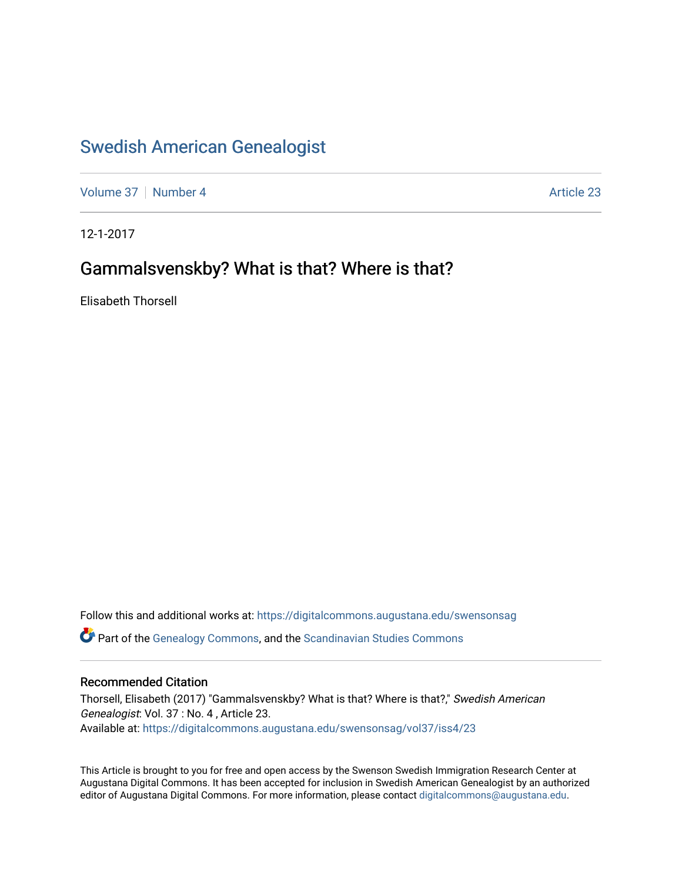# Swedish American Genealogist

Volume 37 | Number 4 | Article 23

12-1-2017

## Gammalsvenskby? What is that? Where is that?

Elisabeth Thorsell

Follow this and additional works at: https://digitalcommons.augustana.edu/swensonsag

Part of the Genealogy Commons, and the Scandinavian Studies Commons

### Recommended Citation

Thorsell, Elisabeth (2017) "Gammalsvenskby? What is that? Where is that?," *Swedish American Genealogist*: Vol. 37 : No. 4 , Article 23.
Available at: https://digitalcommons.augustana.edu/swensonsag/vol37/iss4/23

This Article is brought to you for free and open access by the Swenson Swedish Immigration Research Center at Augustana Digital Commons. It has been accepted for inclusion in Swedish American Genealogist by an authorized editor of Augustana Digital Commons. For more information, please contact digitalcommons@augustana.edu.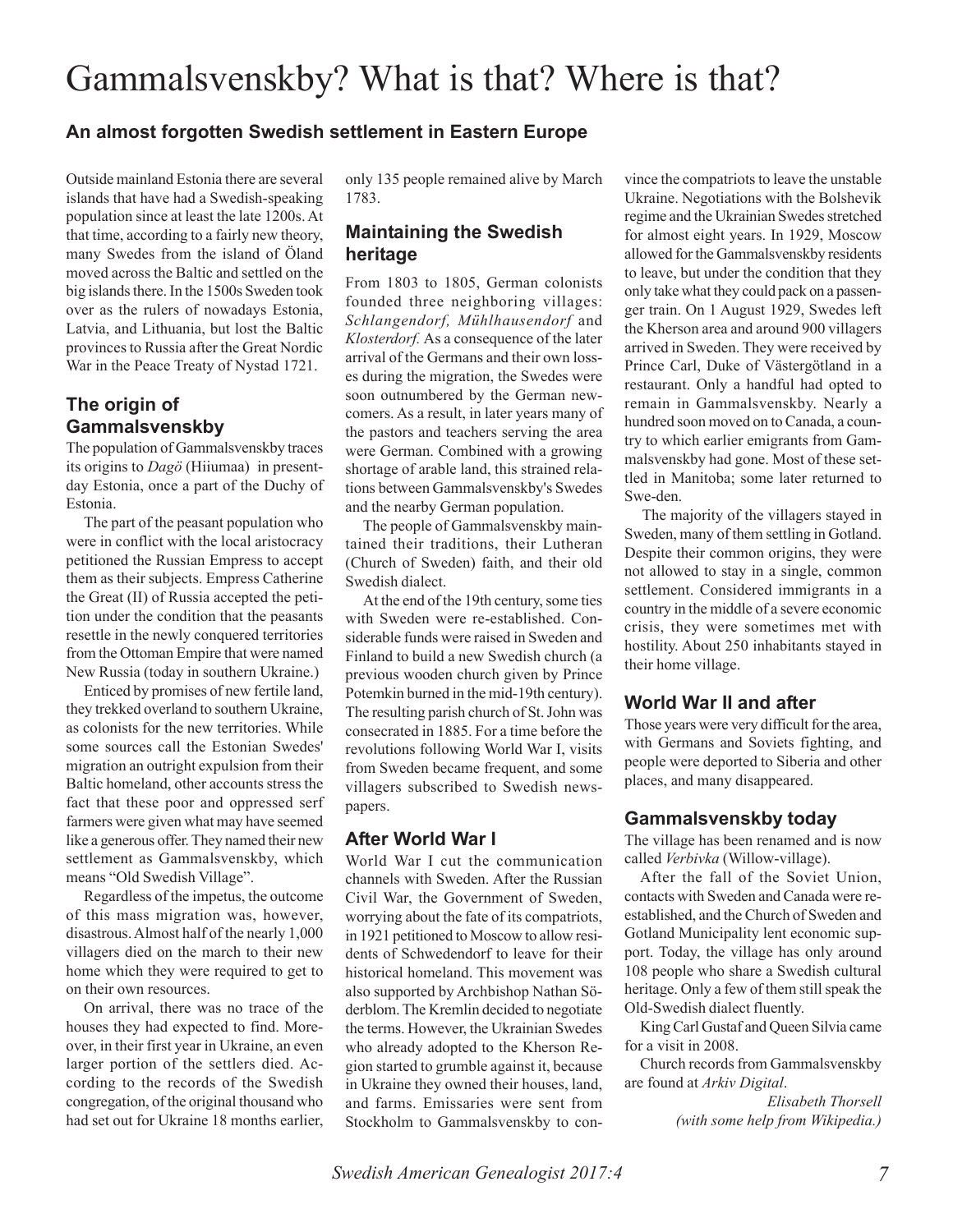# Gammalsvenskby? What is that? Where is that?

### An almost forgotten Swedish settlement in Eastern Europe

Outside mainland Estonia there are several islands that have had a Swedish-speaking population since at least the late 1200s. At that time, according to a fairly new theory, many Swedes from the island of Öland moved across the Baltic and settled on the big islands there. In the 1500s Sweden took over as the rulers of nowadays Estonia, Latvia, and Lithuania, but lost the Baltic provinces to Russia after the Great Nordic War in the Peace Treaty of Nystad 1721.

## The origin of Gammalsvenskby

The population of Gammalsvenskby traces its origins to *Dagö* (Hiiumaa) in present-day Estonia, once a part of the Duchy of Estonia.

The part of the peasant population who were in conflict with the local aristocracy petitioned the Russian Empress to accept them as their subjects. Empress Catherine the Great (II) of Russia accepted the petition under the condition that the peasants resettle in the newly conquered territories from the Ottoman Empire that were named New Russia (today in southern Ukraine.)

Enticed by promises of new fertile land, they trekked overland to southern Ukraine, as colonists for the new territories. While some sources call the Estonian Swedes' migration an outright expulsion from their Baltic homeland, other accounts stress the fact that these poor and oppressed serf farmers were given what may have seemed like a generous offer. They named their new settlement as Gammalsvenskby, which means "Old Swedish Village".

Regardless of the impetus, the outcome of this mass migration was, however, disastrous. Almost half of the nearly 1,000 villagers died on the march to their new home which they were required to get to on their own resources.

On arrival, there was no trace of the houses they had expected to find. Moreover, in their first year in Ukraine, an even larger portion of the settlers died. According to the records of the Swedish congregation, of the original thousand who had set out for Ukraine 18 months earlier, only 135 people remained alive by March 1783.

## Maintaining the Swedish heritage

From 1803 to 1805, German colonists founded three neighboring villages: *Schlangendorf, Mühlhausendorf* and *Klosterdorf.* As a consequence of the later arrival of the Germans and their own losses during the migration, the Swedes were soon outnumbered by the German newcomers. As a result, in later years many of the pastors and teachers serving the area were German. Combined with a growing shortage of arable land, this strained relations between Gammalsvenskby's Swedes and the nearby German population.

The people of Gammalsvenskby maintained their traditions, their Lutheran (Church of Sweden) faith, and their old Swedish dialect.

At the end of the 19th century, some ties with Sweden were re-established. Considerable funds were raised in Sweden and Finland to build a new Swedish church (a previous wooden church given by Prince Potemkin burned in the mid-19th century). The resulting parish church of St. John was consecrated in 1885. For a time before the revolutions following World War I, visits from Sweden became frequent, and some villagers subscribed to Swedish newspapers.

## After World War I

World War I cut the communication channels with Sweden. After the Russian Civil War, the Government of Sweden, worrying about the fate of its compatriots, in 1921 petitioned to Moscow to allow residents of Schwedendorf to leave for their historical homeland. This movement was also supported by Archbishop Nathan Söderblom. The Kremlin decided to negotiate the terms. However, the Ukrainian Swedes who already adopted to the Kherson Region started to grumble against it, because in Ukraine they owned their houses, land, and farms. Emissaries were sent from Stockholm to Gammalsvenskby to convince the compatriots to leave the unstable Ukraine. Negotiations with the Bolshevik regime and the Ukrainian Swedes stretched for almost eight years. In 1929, Moscow allowed for the Gammalsvenskby residents to leave, but under the condition that they only take what they could pack on a passenger train. On 1 August 1929, Swedes left the Kherson area and around 900 villagers arrived in Sweden. They were received by Prince Carl, Duke of Västergötland in a restaurant. Only a handful had opted to remain in Gammalsvenskby. Nearly a hundred soon moved on to Canada, a country to which earlier emigrants from Gammalsvenskby had gone. Most of these settled in Manitoba; some later returned to Swe-den.

The majority of the villagers stayed in Sweden, many of them settling in Gotland. Despite their common origins, they were not allowed to stay in a single, common settlement. Considered immigrants in a country in the middle of a severe economic crisis, they were sometimes met with hostility. About 250 inhabitants stayed in their home village.

## World War II and after

Those years were very difficult for the area, with Germans and Soviets fighting, and people were deported to Siberia and other places, and many disappeared.

## Gammalsvenskby today

The village has been renamed and is now called *Verbivka* (Willow-village).

After the fall of the Soviet Union, contacts with Sweden and Canada were re-established, and the Church of Sweden and Gotland Municipality lent economic support. Today, the village has only around 108 people who share a Swedish cultural heritage. Only a few of them still speak the Old-Swedish dialect fluently.

King Carl Gustaf and Queen Silvia came for a visit in 2008.

Church records from Gammalsvenskby are found at *Arkiv Digital*.

*Elisabeth Thorsell*
*(with some help from Wikipedia.)*